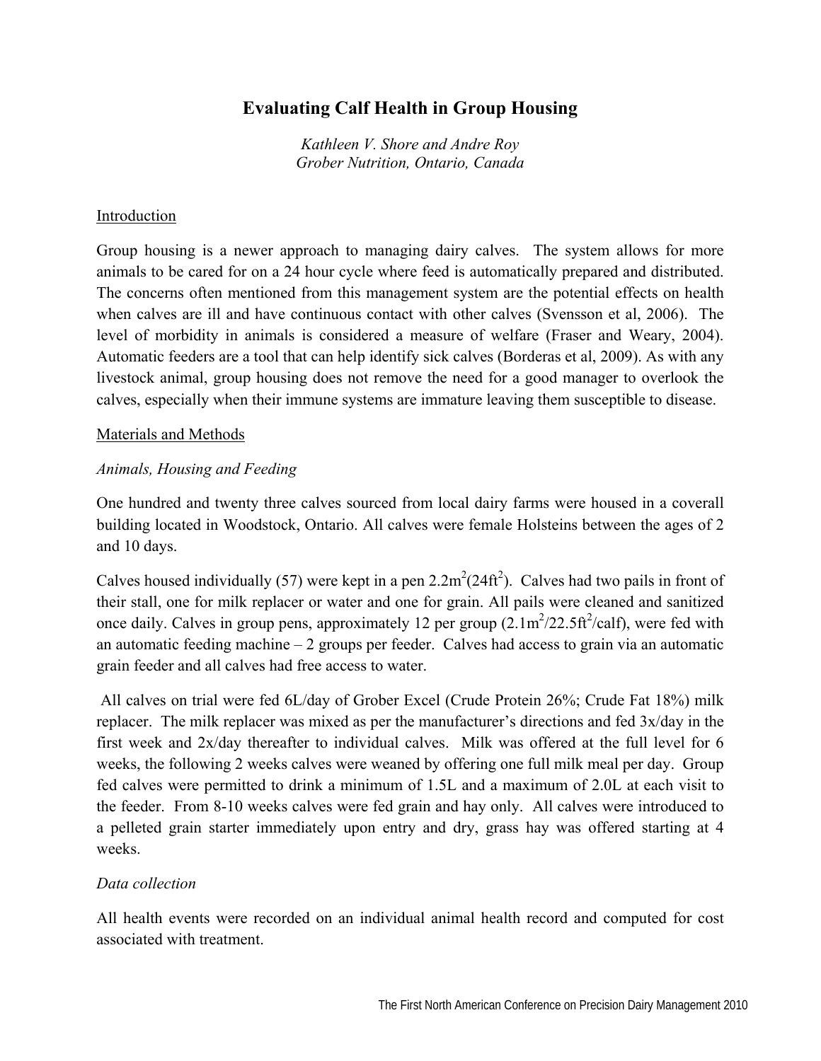# Evaluating Calf Health in Group Housing

*Kathleen V. Shore and Andre Roy*
*Grober Nutrition, Ontario, Canada*

## Introduction

Group housing is a newer approach to managing dairy calves. The system allows for more animals to be cared for on a 24 hour cycle where feed is automatically prepared and distributed. The concerns often mentioned from this management system are the potential effects on health when calves are ill and have continuous contact with other calves (Svensson et al, 2006). The level of morbidity in animals is considered a measure of welfare (Fraser and Weary, 2004). Automatic feeders are a tool that can help identify sick calves (Borderas et al, 2009). As with any livestock animal, group housing does not remove the need for a good manager to overlook the calves, especially when their immune systems are immature leaving them susceptible to disease.

## Materials and Methods

### *Animals, Housing and Feeding*

One hundred and twenty three calves sourced from local dairy farms were housed in a coverall building located in Woodstock, Ontario. All calves were female Holsteins between the ages of 2 and 10 days.

Calves housed individually (57) were kept in a pen 2.2m$^2$(24ft$^2$). Calves had two pails in front of their stall, one for milk replacer or water and one for grain. All pails were cleaned and sanitized once daily. Calves in group pens, approximately 12 per group (2.1m$^2$/22.5ft$^2$/calf), were fed with an automatic feeding machine – 2 groups per feeder. Calves had access to grain via an automatic grain feeder and all calves had free access to water.

All calves on trial were fed 6L/day of Grober Excel (Crude Protein 26%; Crude Fat 18%) milk replacer. The milk replacer was mixed as per the manufacturer's directions and fed 3x/day in the first week and 2x/day thereafter to individual calves. Milk was offered at the full level for 6 weeks, the following 2 weeks calves were weaned by offering one full milk meal per day. Group fed calves were permitted to drink a minimum of 1.5L and a maximum of 2.0L at each visit to the feeder. From 8-10 weeks calves were fed grain and hay only. All calves were introduced to a pelleted grain starter immediately upon entry and dry, grass hay was offered starting at 4 weeks.

### *Data collection*

All health events were recorded on an individual animal health record and computed for cost associated with treatment.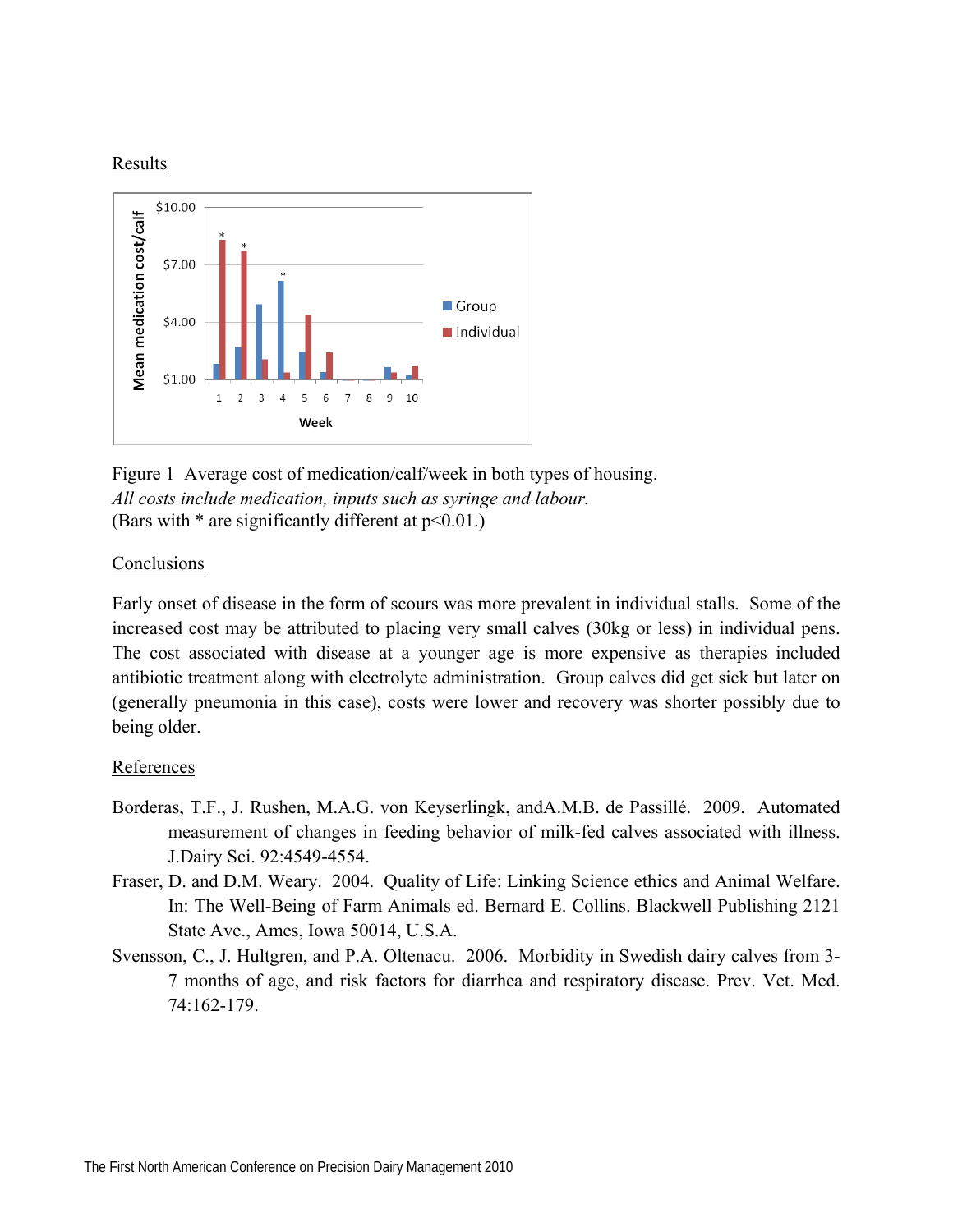## Results

Mean medication cost/calf

$10.00

$7.00

$4.00

$1.00

1 2 3 4 5 6 7 8 9 10

Week

Group

Individual

*

*

*

Figure 1 Average cost of medication/calf/week in both types of housing.
*All costs include medication, inputs such as syringe and labour.*
(Bars with * are significantly different at $p<0.01$.)

## Conclusions

Early onset of disease in the form of scours was more prevalent in individual stalls. Some of the increased cost may be attributed to placing very small calves (30kg or less) in individual pens. The cost associated with disease at a younger age is more expensive as therapies included antibiotic treatment along with electrolyte administration. Group calves did get sick but later on (generally pneumonia in this case), costs were lower and recovery was shorter possibly due to being older.

## References

Borderas, T.F., J. Rushen, M.A.G. von Keyserlingk, andA.M.B. de Passillé. 2009. Automated measurement of changes in feeding behavior of milk-fed calves associated with illness. J.Dairy Sci. 92:4549-4554.

Fraser, D. and D.M. Weary. 2004. Quality of Life: Linking Science ethics and Animal Welfare. In: The Well-Being of Farm Animals ed. Bernard E. Collins. Blackwell Publishing 2121 State Ave., Ames, Iowa 50014, U.S.A.

Svensson, C., J. Hultgren, and P.A. Oltenacu. 2006. Morbidity in Swedish dairy calves from 3-7 months of age, and risk factors for diarrhea and respiratory disease. Prev. Vet. Med. 74:162-179.